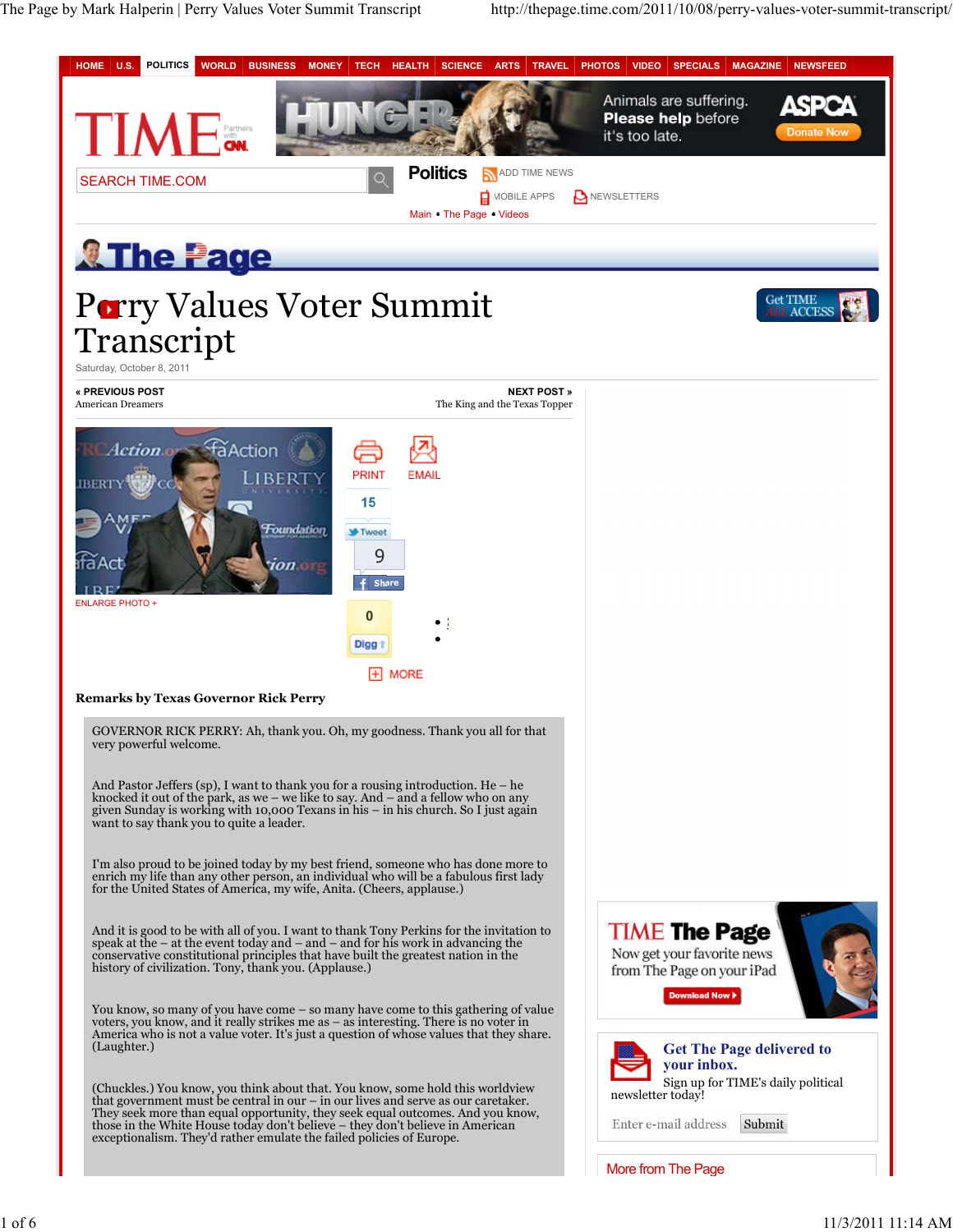# Perry Values Voter Summit Transcript

Saturday, October 8, 2011

**Remarks by Texas Governor Rick Perry**

GOVERNOR RICK PERRY: Ah, thank you. Oh, my goodness. Thank you all for that very powerful welcome.

And Pastor Jeffers (sp), I want to thank you for a rousing introduction. He – he knocked it out of the park, as we – we like to say. And – and a fellow who on any given Sunday is working with 10,000 Texans in his – in his church. So I just again want to say thank you to quite a leader.

I'm also proud to be joined today by my best friend, someone who has done more to enrich my life than any other person, an individual who will be a fabulous first lady for the United States of America, my wife, Anita. (Cheers, applause.)

And it is good to be with all of you. I want to thank Tony Perkins for the invitation to speak at the – at the event today and – and for his work in advancing the conservative constitutional principles that have built the greatest nation in the history of civilization. Tony, thank you. (Applause.)

You know, so many of you have come – so many have come to this gathering of value voters, you know, and it really strikes me as – as interesting. There is no voter in America who is not a value voter. It's just a question of whose values that they share. (Laughter.)

(Chuckles.) You know, you think about that. You know, some hold this worldview that government must be central in our – in our lives and serve as our caretaker. They seek more than equal opportunity, they seek equal outcomes. And you know, those in the White House today don't believe – they don't believe in American exceptionalism. They'd rather emulate the failed policies of Europe.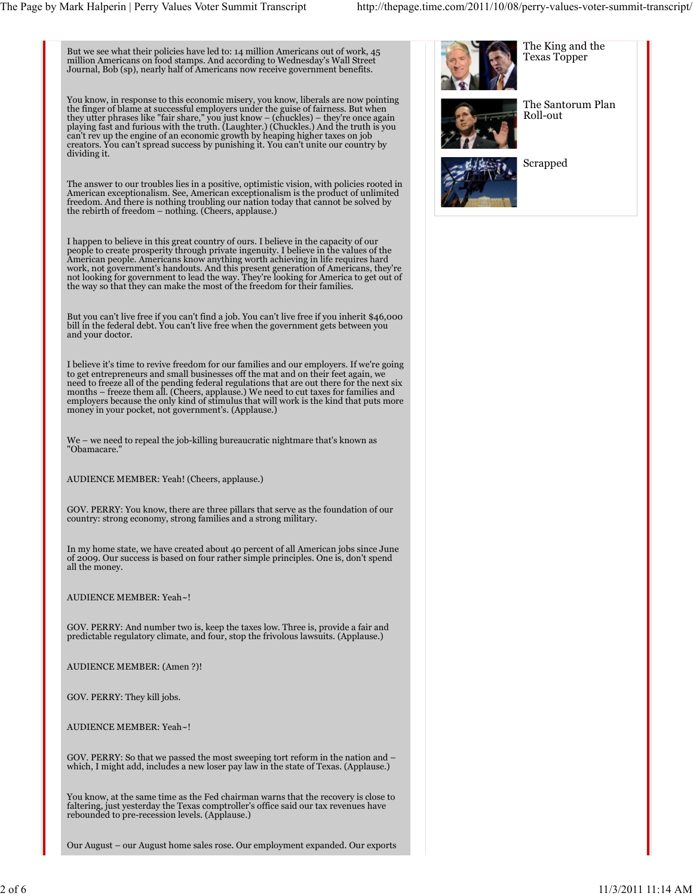But we see what their policies have led to: 14 million Americans out of work, 45 million Americans on food stamps. And according to Wednesday's Wall Street Journal, Bob (sp), nearly half of Americans now receive government benefits.

You know, in response to this economic misery, you know, liberals are now pointing the finger of blame at successful employers under the guise of fairness. But when they utter phrases like "fair share," you just know – (chuckles) – they're once again playing fast and furious with the truth. (Laughter.) (Chuckles.) And the truth is you can't rev up the engine of an economic growth by heaping higher taxes on job creators. You can't spread success by punishing it. You can't unite our country by dividing it.

The answer to our troubles lies in a positive, optimistic vision, with policies rooted in American exceptionalism. See, American exceptionalism is the product of unlimited freedom. And there is nothing troubling our nation today that cannot be solved by the rebirth of freedom – nothing. (Cheers, applause.)

I happen to believe in this great country of ours. I believe in the capacity of our people to create prosperity through private ingenuity. I believe in the values of the American people. Americans know anything worth achieving in life requires hard work, not government's handouts. And this present generation of Americans, they're not looking for government to lead the way. They're looking for America to get out of the way so that they can make the most of the freedom for their families.

But you can't live free if you can't find a job. You can't live free if you inherit $46,000 bill in the federal debt. You can't live free when the government gets between you and your doctor.

I believe it's time to revive freedom for our families and our employers. If we're going to get entrepreneurs and small businesses off the mat and on their feet again, we need to freeze all of the pending federal regulations that are out there for the next six months – freeze them all. (Cheers, applause.) We need to cut taxes for families and employers because the only kind of stimulus that will work is the kind that puts more money in your pocket, not government's. (Applause.)

We – we need to repeal the job-killing bureaucratic nightmare that's known as "Obamacare."

AUDIENCE MEMBER: Yeah! (Cheers, applause.)

GOV. PERRY: You know, there are three pillars that serve as the foundation of our country: strong economy, strong families and a strong military.

In my home state, we have created about 40 percent of all American jobs since June of 2009. Our success is based on four rather simple principles. One is, don't spend all the money.

AUDIENCE MEMBER: Yeah~!

GOV. PERRY: And number two is, keep the taxes low. Three is, provide a fair and predictable regulatory climate, and four, stop the frivolous lawsuits. (Applause.)

AUDIENCE MEMBER: (Amen ?)!

GOV. PERRY: They kill jobs.

AUDIENCE MEMBER: Yeah~!

GOV. PERRY: So that we passed the most sweeping tort reform in the nation and – which, I might add, includes a new loser pay law in the state of Texas. (Applause.)

You know, at the same time as the Fed chairman warns that the recovery is close to faltering, just yesterday the Texas comptroller's office said our tax revenues have rebounded to pre-recession levels. (Applause.)

Our August – our August home sales rose. Our employment expanded. Our exports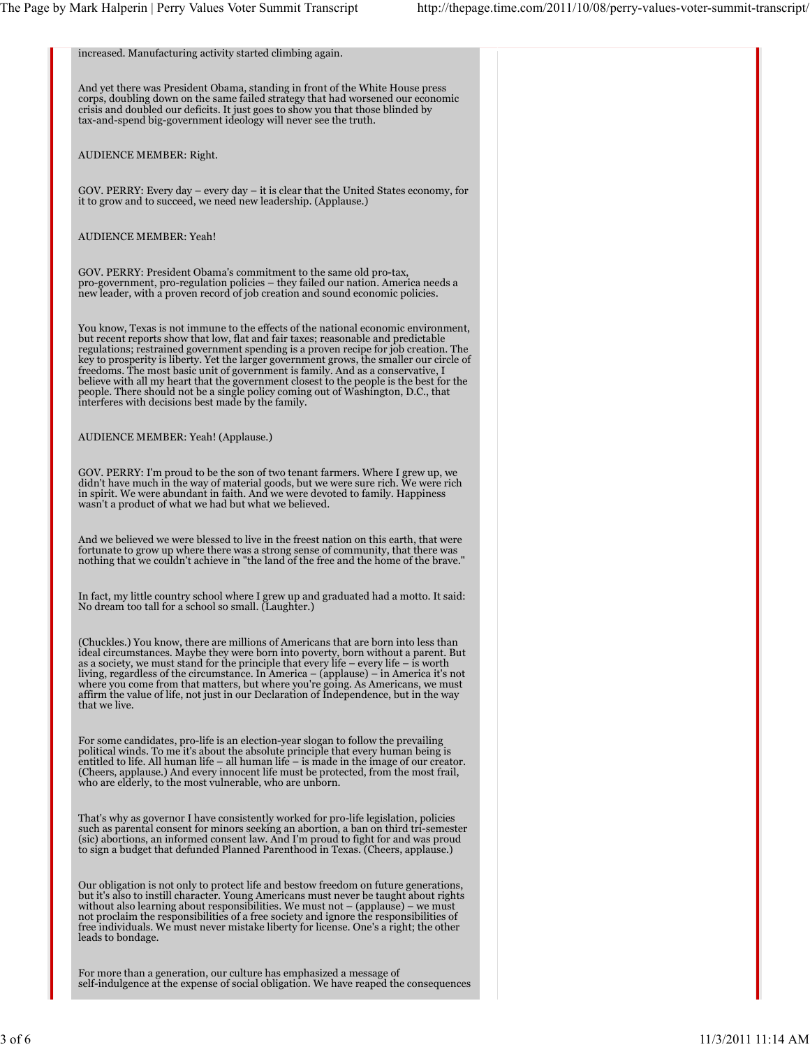increased. Manufacturing activity started climbing again.

And yet there was President Obama, standing in front of the White House press corps, doubling down on the same failed strategy that had worsened our economic crisis and doubled our deficits. It just goes to show you that those blinded by tax-and-spend big-government ideology will never see the truth.

AUDIENCE MEMBER: Right.

GOV. PERRY: Every day – every day – it is clear that the United States economy, for it to grow and to succeed, we need new leadership. (Applause.)

AUDIENCE MEMBER: Yeah!

GOV. PERRY: President Obama's commitment to the same old pro-tax, pro-government, pro-regulation policies – they failed our nation. America needs a new leader, with a proven record of job creation and sound economic policies.

You know, Texas is not immune to the effects of the national economic environment, but recent reports show that low, flat and fair taxes; reasonable and predictable regulations; restrained government spending is a proven recipe for job creation. The key to prosperity is liberty. Yet the larger government grows, the smaller our circle of freedoms. The most basic unit of government is family. And as a conservative, I believe with all my heart that the government closest to the people is the best for the people. There should not be a single policy coming out of Washington, D.C., that interferes with decisions best made by the family.

AUDIENCE MEMBER: Yeah! (Applause.)

GOV. PERRY: I'm proud to be the son of two tenant farmers. Where I grew up, we didn't have much in the way of material goods, but we were sure rich. We were rich in spirit. We were abundant in faith. And we were devoted to family. Happiness wasn't a product of what we had but what we believed.

And we believed we were blessed to live in the freest nation on this earth, that were fortunate to grow up where there was a strong sense of community, that there was nothing that we couldn't achieve in "the land of the free and the home of the brave."

In fact, my little country school where I grew up and graduated had a motto. It said: No dream too tall for a school so small. (Laughter.)

(Chuckles.) You know, there are millions of Americans that are born into less than ideal circumstances. Maybe they were born into poverty, born without a parent. But as a society, we must stand for the principle that every life – every life – is worth living, regardless of the circumstance. In America – (applause) – in America it's not where you come from that matters, but where you're going. As Americans, we must affirm the value of life, not just in our Declaration of Independence, but in the way that we live.

For some candidates, pro-life is an election-year slogan to follow the prevailing political winds. To me it's about the absolute principle that every human being is entitled to life. All human life – all human life – is made in the image of our creator. (Cheers, applause.) And every innocent life must be protected, from the most frail, who are elderly, to the most vulnerable, who are unborn.

That's why as governor I have consistently worked for pro-life legislation, policies such as parental consent for minors seeking an abortion, a ban on third tri-semester (sic) abortions, an informed consent law. And I'm proud to fight for and was proud to sign a budget that defunded Planned Parenthood in Texas. (Cheers, applause.)

Our obligation is not only to protect life and bestow freedom on future generations, but it's also to instill character. Young Americans must never be taught about rights without also learning about responsibilities. We must not – (applause) – we must not proclaim the responsibilities of a free society and ignore the responsibilities of free individuals. We must never mistake liberty for license. One's a right; the other leads to bondage.

For more than a generation, our culture has emphasized a message of self-indulgence at the expense of social obligation. We have reaped the consequences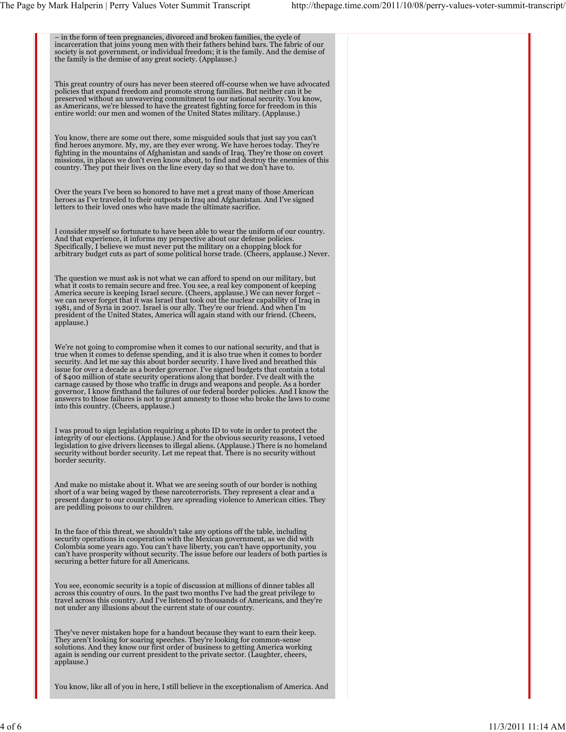– in the form of teen pregnancies, divorced and broken families, the cycle of incarceration that joins young men with their fathers behind bars. The fabric of our society is not government, or individual freedom; it is the family. And the demise of the family is the demise of any great society. (Applause.)

This great country of ours has never been steered off-course when we have advocated policies that expand freedom and promote strong families. But neither can it be preserved without an unwavering commitment to our national security. You know, as Americans, we're blessed to have the greatest fighting force for freedom in this entire world: our men and women of the United States military. (Applause.)

You know, there are some out there, some misguided souls that just say you can't find heroes anymore. My, my, are they ever wrong. We have heroes today. They're fighting in the mountains of Afghanistan and sands of Iraq. They're those on covert missions, in places we don't even know about, to find and destroy the enemies of this country. They put their lives on the line every day so that we don't have to.

Over the years I've been so honored to have met a great many of those American heroes as I've traveled to their outposts in Iraq and Afghanistan. And I've signed letters to their loved ones who have made the ultimate sacrifice.

I consider myself so fortunate to have been able to wear the uniform of our country. And that experience, it informs my perspective about our defense policies. Specifically, I believe we must never put the military on a chopping block for arbitrary budget cuts as part of some political horse trade. (Cheers, applause.) Never.

The question we must ask is not what we can afford to spend on our military, but what it costs to remain secure and free. You see, a real key component of keeping America secure is keeping Israel secure. (Cheers, applause.) We can never forget – we can never forget that it was Israel that took out the nuclear capability of Iraq in 1981, and of Syria in 2007. Israel is our ally. They're our friend. And when I'm president of the United States, America will again stand with our friend. (Cheers, applause.)

We're not going to compromise when it comes to our national security, and that is true when it comes to defense spending, and it is also true when it comes to border security. And let me say this about border security. I have lived and breathed this issue for over a decade as a border governor. I've signed budgets that contain a total of $400 million of state security operations along that border. I've dealt with the carnage caused by those who traffic in drugs and weapons and people. As a border governor, I know firsthand the failures of our federal border policies. And I know the answers to those failures is not to grant amnesty to those who broke the laws to come into this country. (Cheers, applause.)

I was proud to sign legislation requiring a photo ID to vote in order to protect the integrity of our elections. (Applause.) And for the obvious security reasons, I vetoed legislation to give drivers licenses to illegal aliens. (Applause.) There is no homeland security without border security. Let me repeat that. There is no security without border security.

And make no mistake about it. What we are seeing south of our border is nothing short of a war being waged by these narcoterrorists. They represent a clear and a present danger to our country. They are spreading violence to American cities. They are peddling poisons to our children.

In the face of this threat, we shouldn't take any options off the table, including security operations in cooperation with the Mexican government, as we did with Colombia some years ago. You can't have liberty, you can't have opportunity, you can't have prosperity without security. The issue before our leaders of both parties is securing a better future for all Americans.

You see, economic security is a topic of discussion at millions of dinner tables all across this country of ours. In the past two months I've had the great privilege to travel across this country. And I've listened to thousands of Americans, and they're not under any illusions about the current state of our country.

They've never mistaken hope for a handout because they want to earn their keep. They aren't looking for soaring speeches. They're looking for common-sense solutions. And they know our first order of business to getting America working again is sending our current president to the private sector. (Laughter, cheers, applause.)

You know, like all of you in here, I still believe in the exceptionalism of America. And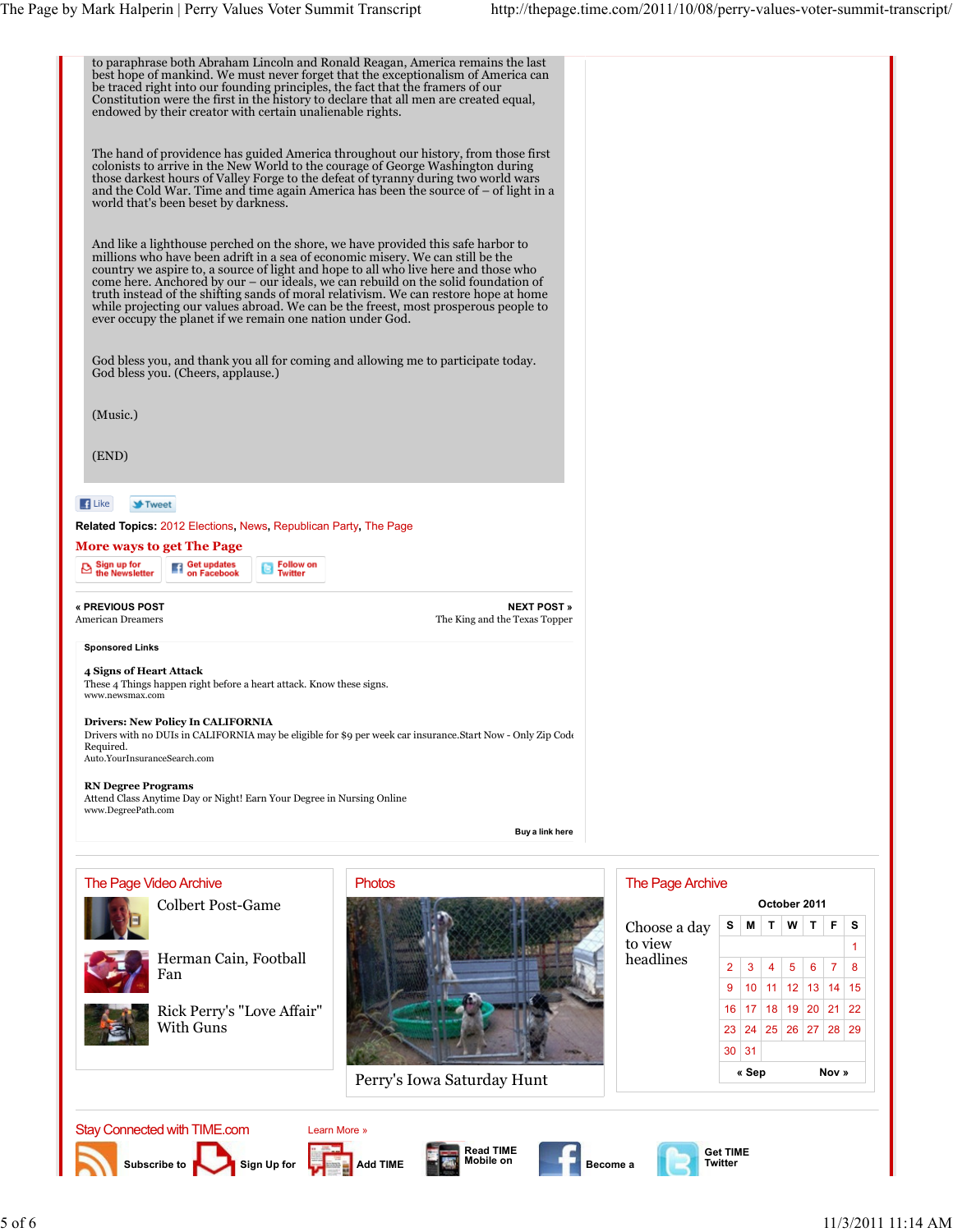to paraphrase both Abraham Lincoln and Ronald Reagan, America remains the last best hope of mankind. We must never forget that the exceptionalism of America can be traced right into our founding principles, the fact that the framers of our Constitution were the first in the history to declare that all men are created equal, endowed by their creator with certain unalienable rights.

The hand of providence has guided America throughout our history, from those first colonists to arrive in the New World to the courage of George Washington during those darkest hours of Valley Forge to the defeat of tyranny during two world wars and the Cold War. Time and time again America has been the source of – of light in a world that's been beset by darkness.

And like a lighthouse perched on the shore, we have provided this safe harbor to millions who have been adrift in a sea of economic misery. We can still be the country we aspire to, a source of light and hope to all who live here and those who come here. Anchored by our – our ideals, we can rebuild on the solid foundation of truth instead of the shifting sands of moral relativism. We can restore hope at home while projecting our values abroad. We can be the freest, most prosperous people to ever occupy the planet if we remain one nation under God.

God bless you, and thank you all for coming and allowing me to participate today. God bless you. (Cheers, applause.)

(Music.)

(END)

Like Tweet

**Related Topics:** 2012 Elections, News, Republican Party, The Page

**More ways to get The Page**

Sign up for the Newsletter | Get updates on Facebook | Follow on Twitter

**« PREVIOUS POST**
American Dreamers

**NEXT POST »**
The King and the Texas Topper

**Sponsored Links**

**4 Signs of Heart Attack**
These 4 Things happen right before a heart attack. Know these signs.
www.newsmax.com

**Drivers: New Policy In CALIFORNIA**
Drivers with no DUIs in CALIFORNIA may be eligible for $9 per week car insurance.Start Now - Only Zip Code Required.
Auto.YourInsuranceSearch.com

**RN Degree Programs**
Attend Class Anytime Day or Night! Earn Your Degree in Nursing Online
www.DegreePath.com

Buy a link here

## The Page Video Archive

- Colbert Post-Game
- Herman Cain, Football Fan
- Rick Perry's "Love Affair" With Guns

## Photos

Perry's Iowa Saturday Hunt

## The Page Archive

Choose a day to view headlines

October 2011

| S | M | T | W | T | F | S |
|---|---|---|---|---|---|---|
| | | | | | | 1 |
| 2 | 3 | 4 | 5 | 6 | 7 | 8 |
| 9 | 10 | 11 | 12 | 13 | 14 | 15 |
| 16 | 17 | 18 | 19 | 20 | 21 | 22 |
| 23 | 24 | 25 | 26 | 27 | 28 | 29 |
| 30 | 31 | | | | | |

« Sep    Nov »

Stay Connected with TIME.com  Learn More »

Subscribe to | Sign Up for | Add TIME | Read TIME Mobile on | Become a | Get TIME Twitter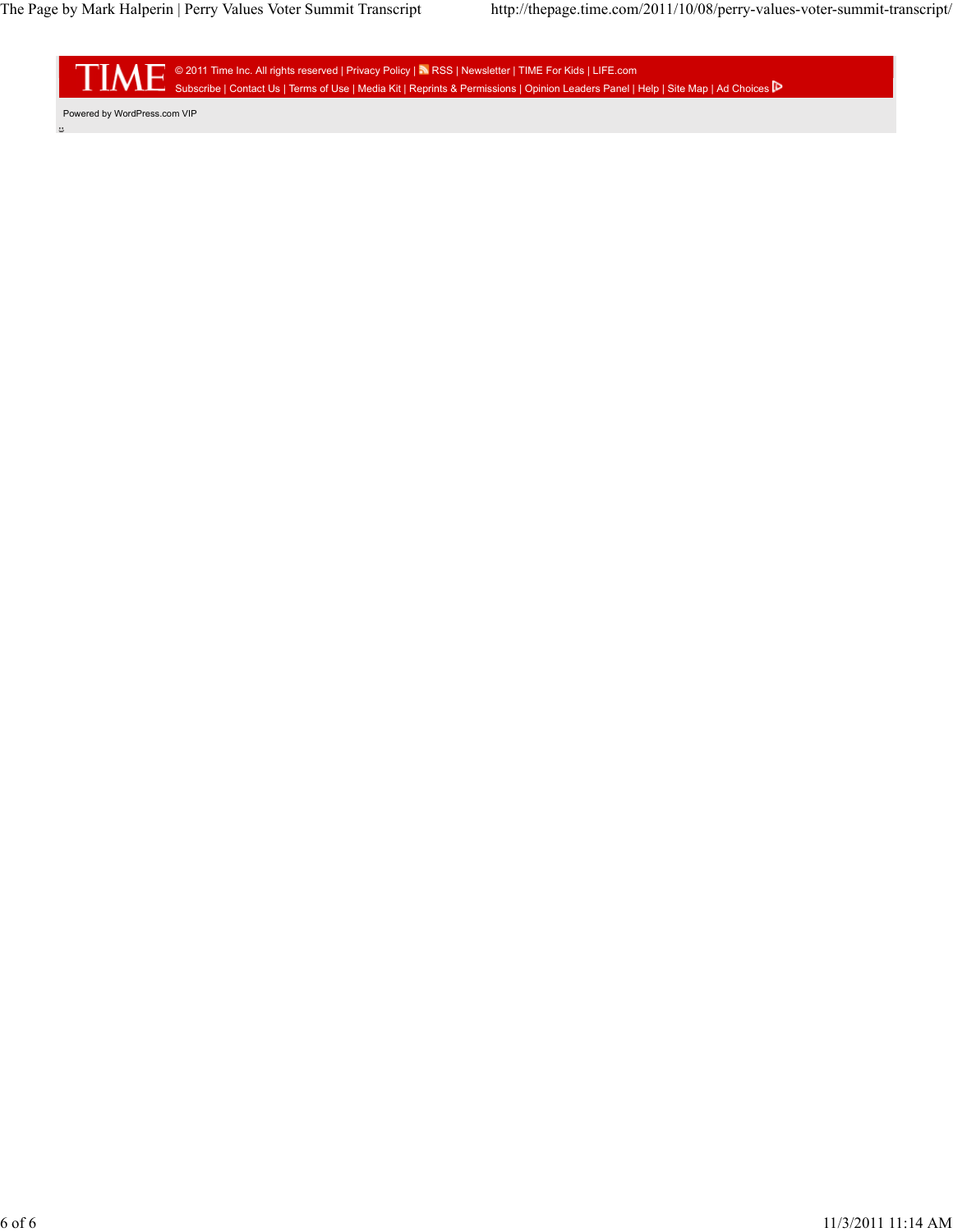TIME © 2011 Time Inc. All rights reserved | Privacy Policy | RSS | Newsletter | TIME For Kids | LIFE.com
Subscribe | Contact Us | Terms of Use | Media Kit | Reprints & Permissions | Opinion Leaders Panel | Help | Site Map | Ad Choices

Powered by WordPress.com VIP